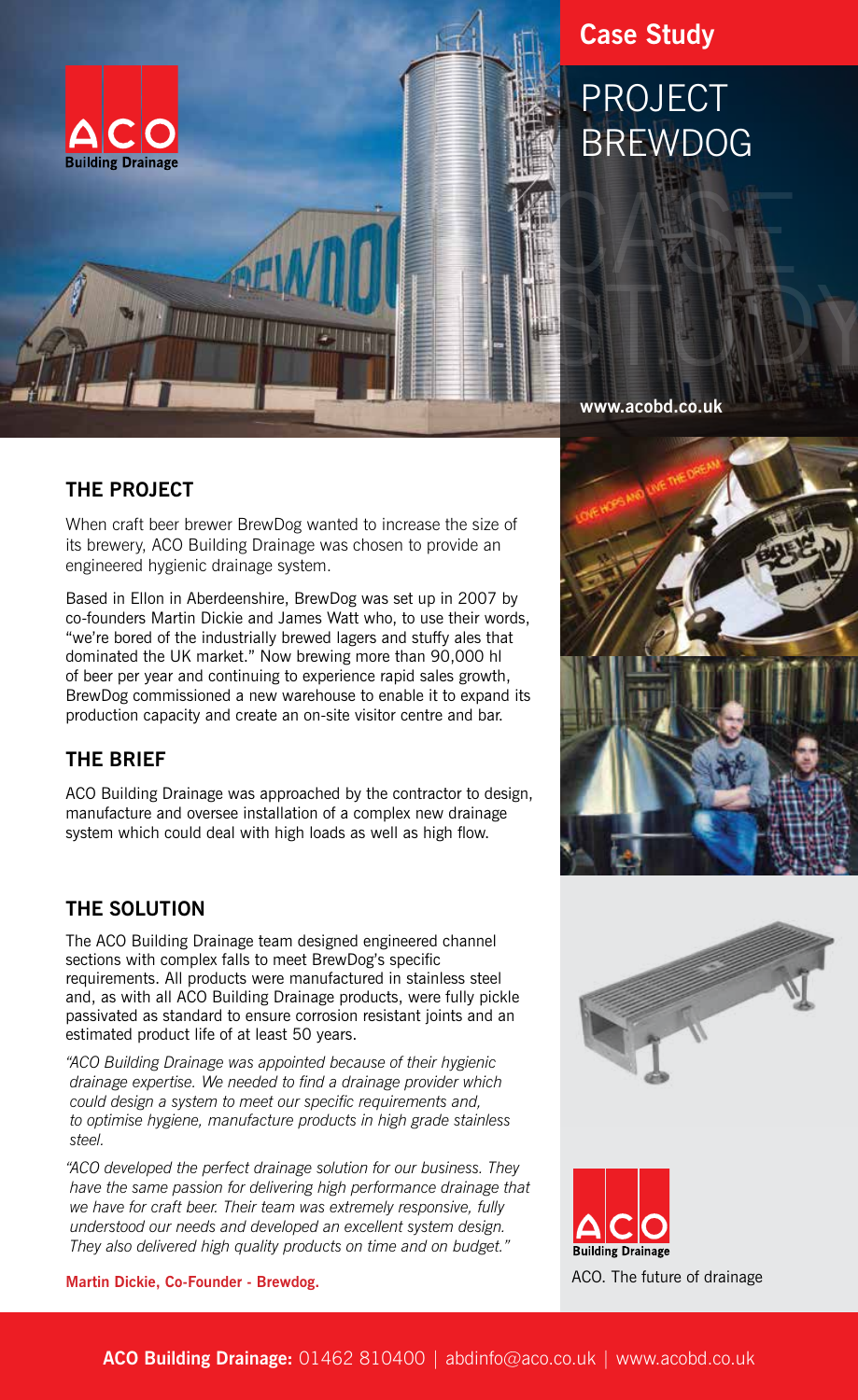**Case Study**

# PROJECT BREWDOG

www.acobd.co.uk

## THE PROJECT

When craft beer brewer BrewDog wanted to increase the size of its brewery, ACO Building Drainage was chosen to provide an engineered hygienic drainage system.

Based in Ellon in Aberdeenshire, BrewDog was set up in 2007 by co-founders Martin Dickie and James Watt who, to use their words, "we're bored of the industrially brewed lagers and stuffy ales that dominated the UK market." Now brewing more than 90,000 hl of beer per year and continuing to experience rapid sales growth, BrewDog commissioned a new warehouse to enable it to expand its production capacity and create an on-site visitor centre and bar.

## THE BRIEF

ACO Building Drainage was approached by the contractor to design, manufacture and oversee installation of a complex new drainage system which could deal with high loads as well as high flow.

## THE SOLUTION

The ACO Building Drainage team designed engineered channel sections with complex falls to meet BrewDog's specific requirements. All products were manufactured in stainless steel and, as with all ACO Building Drainage products, were fully pickle passivated as standard to ensure corrosion resistant joints and an estimated product life of at least 50 years.

*"ACO Building Drainage was appointed because of their hygienic drainage expertise. We needed to find a drainage provider which could design a system to meet our specific requirements and, to optimise hygiene, manufacture products in high grade stainless steel.*

*"ACO developed the perfect drainage solution for our business. They have the same passion for delivering high performance drainage that we have for craft beer. Their team was extremely responsive, fully understood our needs and developed an excellent system design. They also delivered high quality products on time and on budget."*

**Martin Dickie, Co-Founder - Brewdog.**

ACO. The future of drainage

**ACO Building Drainage:** 01462 810400 | abdinfo@aco.co.uk | www.acobd.co.uk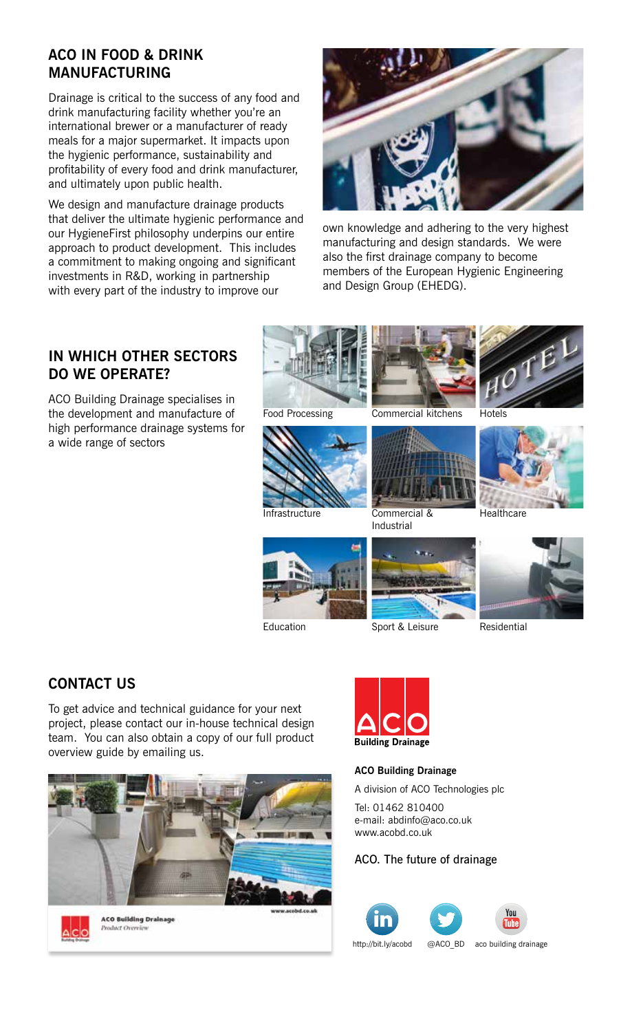## ACO IN FOOD & DRINK MANUFACTURING

Drainage is critical to the success of any food and drink manufacturing facility whether you're an international brewer or a manufacturer of ready meals for a major supermarket. It impacts upon the hygienic performance, sustainability and profitability of every food and drink manufacturer, and ultimately upon public health.

We design and manufacture drainage products that deliver the ultimate hygienic performance and our HygieneFirst philosophy underpins our entire approach to product development. This includes a commitment to making ongoing and significant investments in R&D, working in partnership with every part of the industry to improve our own knowledge and adhering to the very highest manufacturing and design standards. We were also the first drainage company to become members of the European Hygienic Engineering and Design Group (EHEDG).

## IN WHICH OTHER SECTORS DO WE OPERATE?

ACO Building Drainage specialises in the development and manufacture of high performance drainage systems for a wide range of sectors

Food Processing

Commercial kitchens

Hotels

Infrastructure

Commercial & Industrial

Healthcare

Education

Sport & Leisure

Residential

## CONTACT US

To get advice and technical guidance for your next project, please contact our in-house technical design team. You can also obtain a copy of our full product overview guide by emailing us.

**ACO Building Drainage**

A division of ACO Technologies plc

Tel: 01462 810400
e-mail: abdinfo@aco.co.uk
www.acobd.co.uk

ACO. The future of drainage

http://bit.ly/acobd

@ACO_BD

aco building drainage